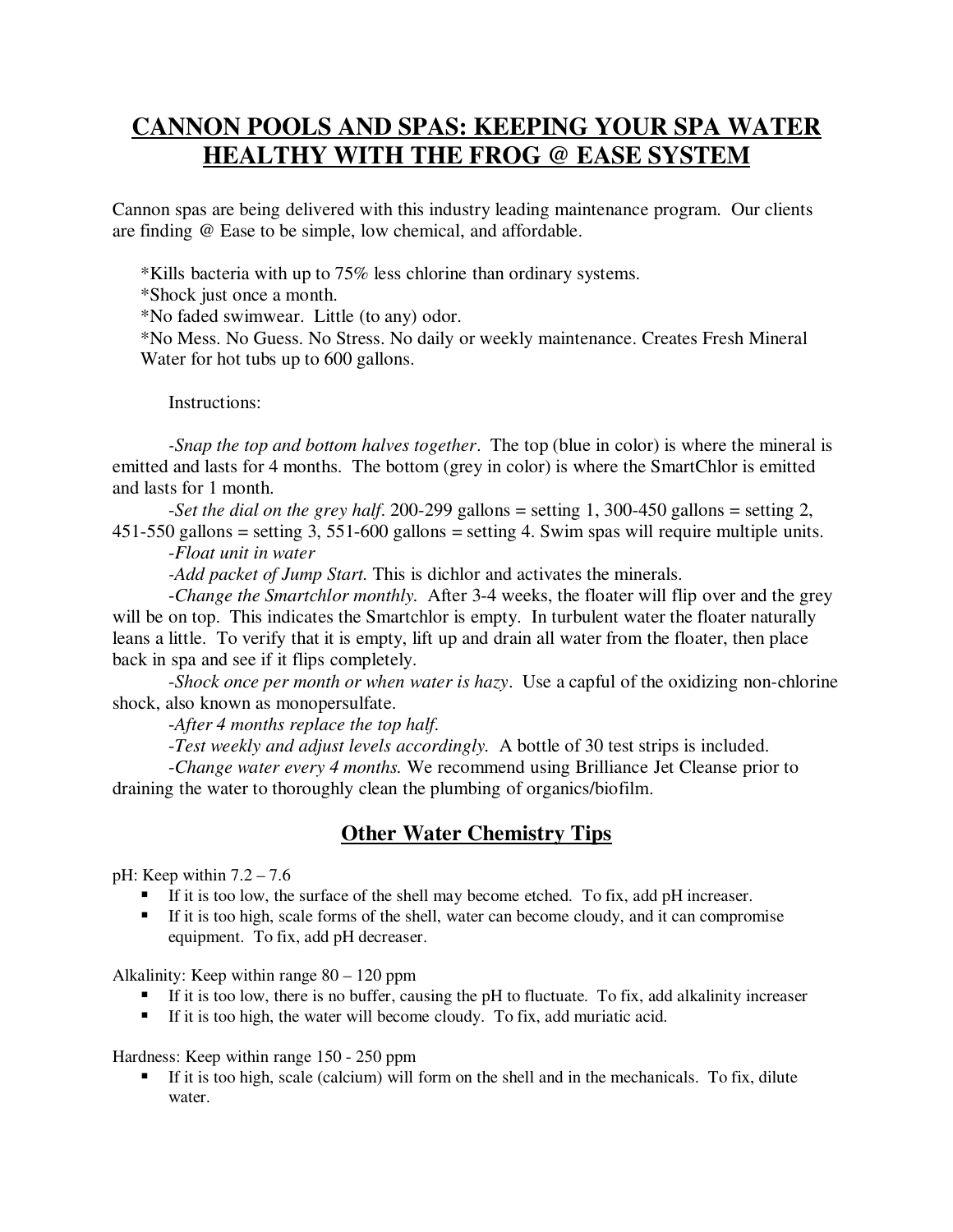# CANNON POOLS AND SPAS: KEEPING YOUR SPA WATER HEALTHY WITH THE FROG @ EASE SYSTEM

Cannon spas are being delivered with this industry leading maintenance program. Our clients are finding @ Ease to be simple, low chemical, and affordable.

*Kills bacteria with up to 75% less chlorine than ordinary systems.
*Shock just once a month.
*No faded swimwear. Little (to any) odor.
*No Mess. No Guess. No Stress. No daily or weekly maintenance. Creates Fresh Mineral Water for hot tubs up to 600 gallons.

Instructions:

-*Snap the top and bottom halves together*. The top (blue in color) is where the mineral is emitted and lasts for 4 months. The bottom (grey in color) is where the SmartChlor is emitted and lasts for 1 month.

-*Set the dial on the grey half*. 200-299 gallons = setting 1, 300-450 gallons = setting 2, 451-550 gallons = setting 3, 551-600 gallons = setting 4. Swim spas will require multiple units.

-*Float unit in water*

-*Add packet of Jump Start*. This is dichlor and activates the minerals.

-*Change the Smartchlor monthly*. After 3-4 weeks, the floater will flip over and the grey will be on top. This indicates the Smartchlor is empty. In turbulent water the floater naturally leans a little. To verify that it is empty, lift up and drain all water from the floater, then place back in spa and see if it flips completely.

-*Shock once per month or when water is hazy*. Use a capful of the oxidizing non-chlorine shock, also known as monopersulfate.

-*After 4 months replace the top half*.

-*Test weekly and adjust levels accordingly*. A bottle of 30 test strips is included.

-*Change water every 4 months*. We recommend using Brilliance Jet Cleanse prior to draining the water to thoroughly clean the plumbing of organics/biofilm.

## Other Water Chemistry Tips

pH: Keep within 7.2 – 7.6

- If it is too low, the surface of the shell may become etched. To fix, add pH increaser.
- If it is too high, scale forms of the shell, water can become cloudy, and it can compromise equipment. To fix, add pH decreaser.

Alkalinity: Keep within range 80 – 120 ppm

- If it is too low, there is no buffer, causing the pH to fluctuate. To fix, add alkalinity increaser
- If it is too high, the water will become cloudy. To fix, add muriatic acid.

Hardness: Keep within range 150 - 250 ppm

- If it is too high, scale (calcium) will form on the shell and in the mechanicals. To fix, dilute water.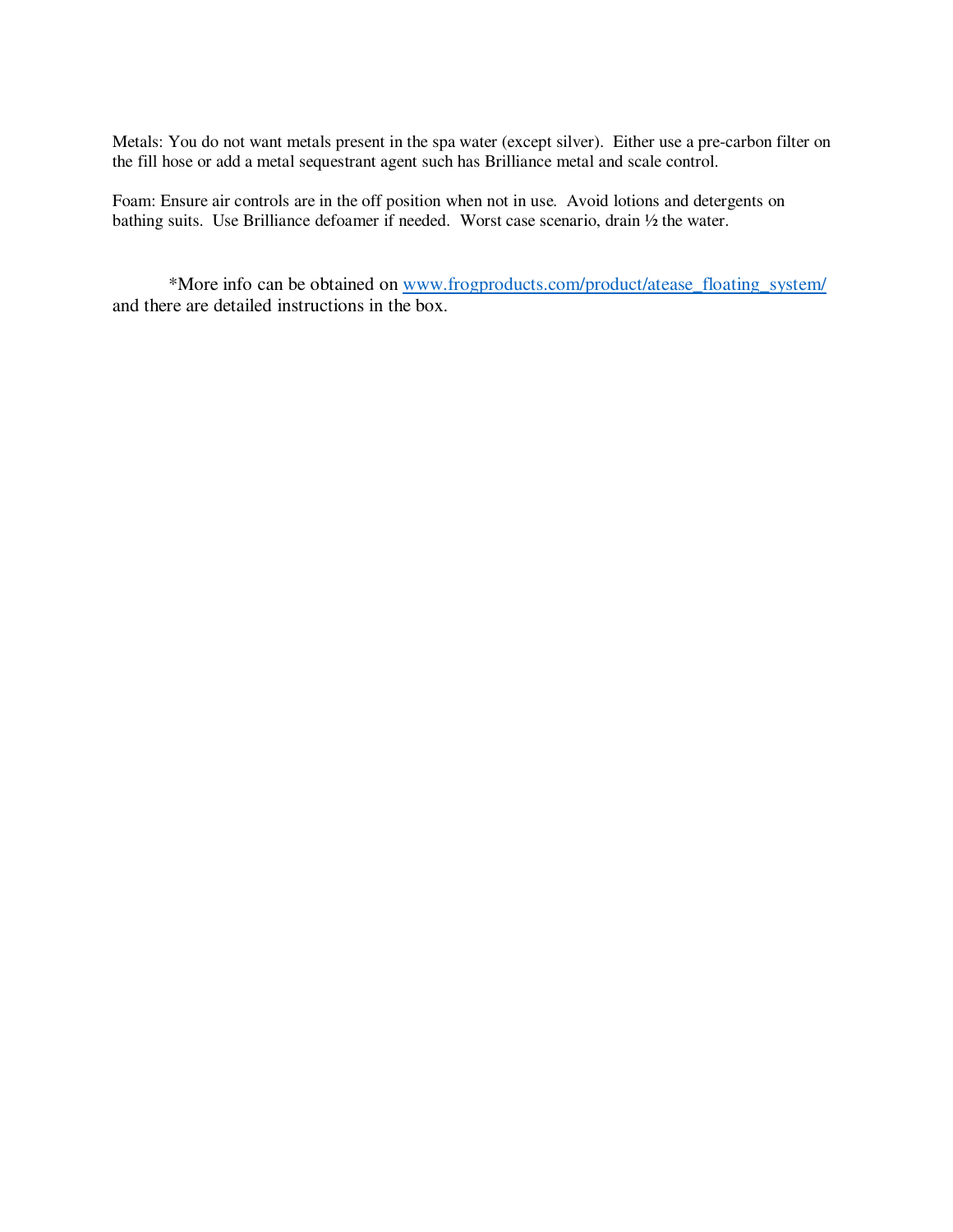Metals: You do not want metals present in the spa water (except silver). Either use a pre-carbon filter on the fill hose or add a metal sequestrant agent such has Brilliance metal and scale control.

Foam: Ensure air controls are in the off position when not in use. Avoid lotions and detergents on bathing suits. Use Brilliance defoamer if needed. Worst case scenario, drain ½ the water.

*More info can be obtained on [www.frogproducts.com/product/atease_floating_system/](http://www.frogproducts.com/product/atease_floating_system/) and there are detailed instructions in the box.